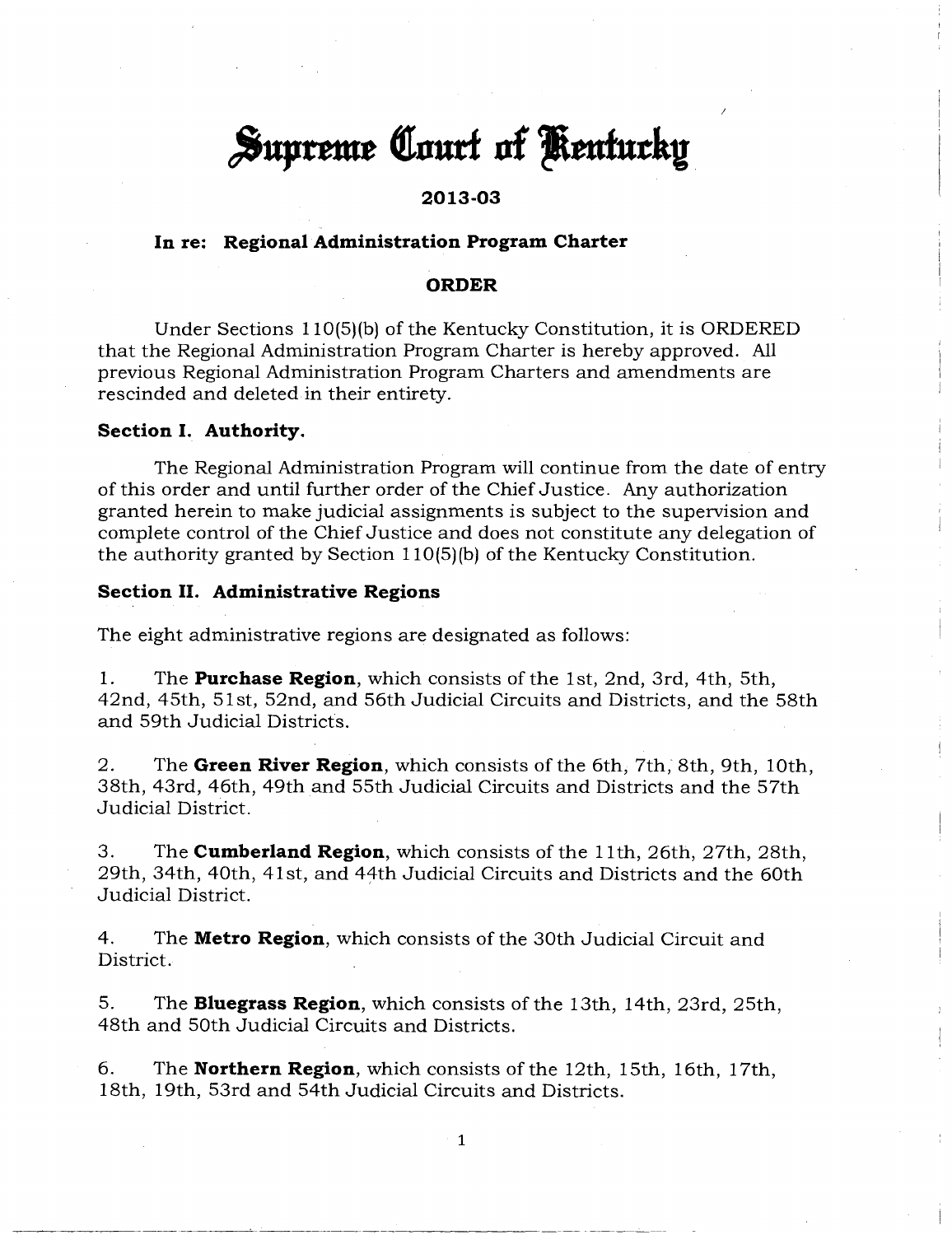# Supreme Court of Kentucky

## 2013-03

### In re: Regional Administration Program Charter

### ORDER

Under Sections 110(5)(b) of the Kentucky Constitution, it is ORDERED that the Regional Administration Program Charter is hereby approved. All previous Regional Administration Program Charters and amendments are rescinded and deleted in their entirety.

**Section I. Authority.**

The Regional Administration Program will continue from the date of entry of this order and until further order of the Chief Justice. Any authorization granted herein to make judicial assignments is subject to the supervision and complete control of the Chief Justice and does not constitute any delegation of the authority granted by Section 110(5)(b) of the Kentucky Constitution.

**Section II. Administrative Regions**

The eight administrative regions are designated as follows:

1. The **Purchase Region**, which consists of the 1st, 2nd, 3rd, 4th, 5th, 42nd, 45th, 51st, 52nd, and 56th Judicial Circuits and Districts, and the 58th and 59th Judicial Districts.

2. The **Green River Region**, which consists of the 6th, 7th, 8th, 9th, 10th, 38th, 43rd, 46th, 49th and 55th Judicial Circuits and Districts and the 57th Judicial District.

3. The **Cumberland Region**, which consists of the 11th, 26th, 27th, 28th, 29th, 34th, 40th, 41st, and 44th Judicial Circuits and Districts and the 60th Judicial District.

4. The **Metro Region**, which consists of the 30th Judicial Circuit and District.

5. The **Bluegrass Region**, which consists of the 13th, 14th, 23rd, 25th, 48th and 50th Judicial Circuits and Districts.

6. The **Northern Region**, which consists of the 12th, 15th, 16th, 17th, 18th, 19th, 53rd and 54th Judicial Circuits and Districts.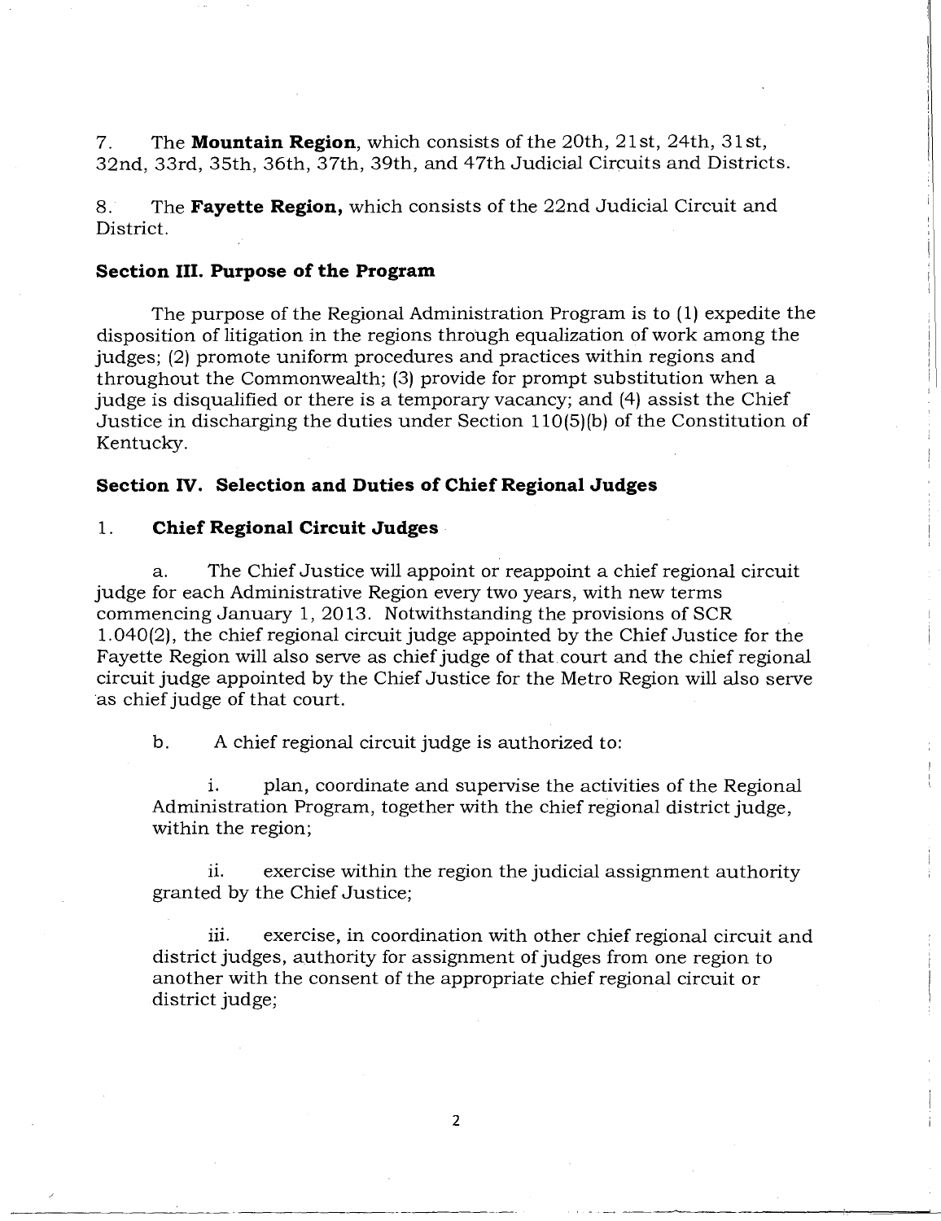7. The **Mountain Region**, which consists of the 20th, 21st, 24th, 31st, 32nd, 33rd, 35th, 36th, 37th, 39th, and 47th Judicial Circuits and Districts.

8. The **Fayette Region,** which consists of the 22nd Judicial Circuit and District.

### Section III. Purpose of the Program

The purpose of the Regional Administration Program is to (1) expedite the disposition of litigation in the regions through equalization of work among the judges; (2) promote uniform procedures and practices within regions and throughout the Commonwealth; (3) provide for prompt substitution when a judge is disqualified or there is a temporary vacancy; and (4) assist the Chief Justice in discharging the duties under Section 110(5)(b) of the Constitution of Kentucky.

### Section IV. Selection and Duties of Chief Regional Judges

1. **Chief Regional Circuit Judges**

a. The Chief Justice will appoint or reappoint a chief regional circuit judge for each Administrative Region every two years, with new terms commencing January 1, 2013. Notwithstanding the provisions of SCR 1.040(2), the chief regional circuit judge appointed by the Chief Justice for the Fayette Region will also serve as chief judge of that court and the chief regional circuit judge appointed by the Chief Justice for the Metro Region will also serve as chief judge of that court.

b. A chief regional circuit judge is authorized to:

i. plan, coordinate and supervise the activities of the Regional Administration Program, together with the chief regional district judge, within the region;

ii. exercise within the region the judicial assignment authority granted by the Chief Justice;

iii. exercise, in coordination with other chief regional circuit and district judges, authority for assignment of judges from one region to another with the consent of the appropriate chief regional circuit or district judge;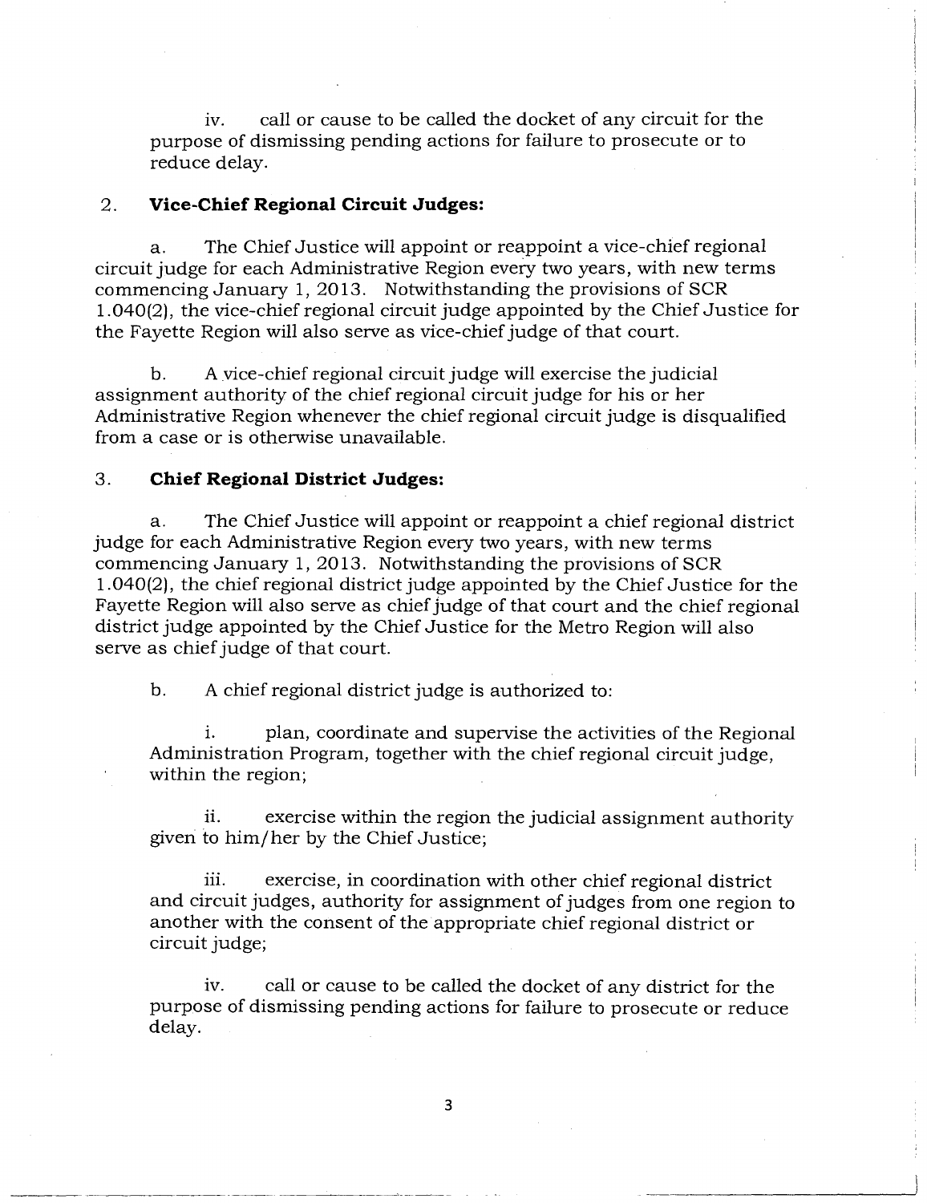iv. call or cause to be called the docket of any circuit for the purpose of dismissing pending actions for failure to prosecute or to reduce delay.

2. **Vice-Chief Regional Circuit Judges:**

a. The Chief Justice will appoint or reappoint a vice-chief regional circuit judge for each Administrative Region every two years, with new terms commencing January 1, 2013. Notwithstanding the provisions of SCR 1.040(2), the vice-chief regional circuit judge appointed by the Chief Justice for the Fayette Region will also serve as vice-chief judge of that court.

b. A vice-chief regional circuit judge will exercise the judicial assignment authority of the chief regional circuit judge for his or her Administrative Region whenever the chief regional circuit judge is disqualified from a case or is otherwise unavailable.

3. **Chief Regional District Judges:**

a. The Chief Justice will appoint or reappoint a chief regional district judge for each Administrative Region every two years, with new terms commencing January 1, 2013. Notwithstanding the provisions of SCR 1.040(2), the chief regional district judge appointed by the Chief Justice for the Fayette Region will also serve as chief judge of that court and the chief regional district judge appointed by the Chief Justice for the Metro Region will also serve as chief judge of that court.

b. A chief regional district judge is authorized to:

i. plan, coordinate and supervise the activities of the Regional Administration Program, together with the chief regional circuit judge, within the region;

ii. exercise within the region the judicial assignment authority given to him/her by the Chief Justice;

iii. exercise, in coordination with other chief regional district and circuit judges, authority for assignment of judges from one region to another with the consent of the appropriate chief regional district or circuit judge;

iv. call or cause to be called the docket of any district for the purpose of dismissing pending actions for failure to prosecute or reduce delay.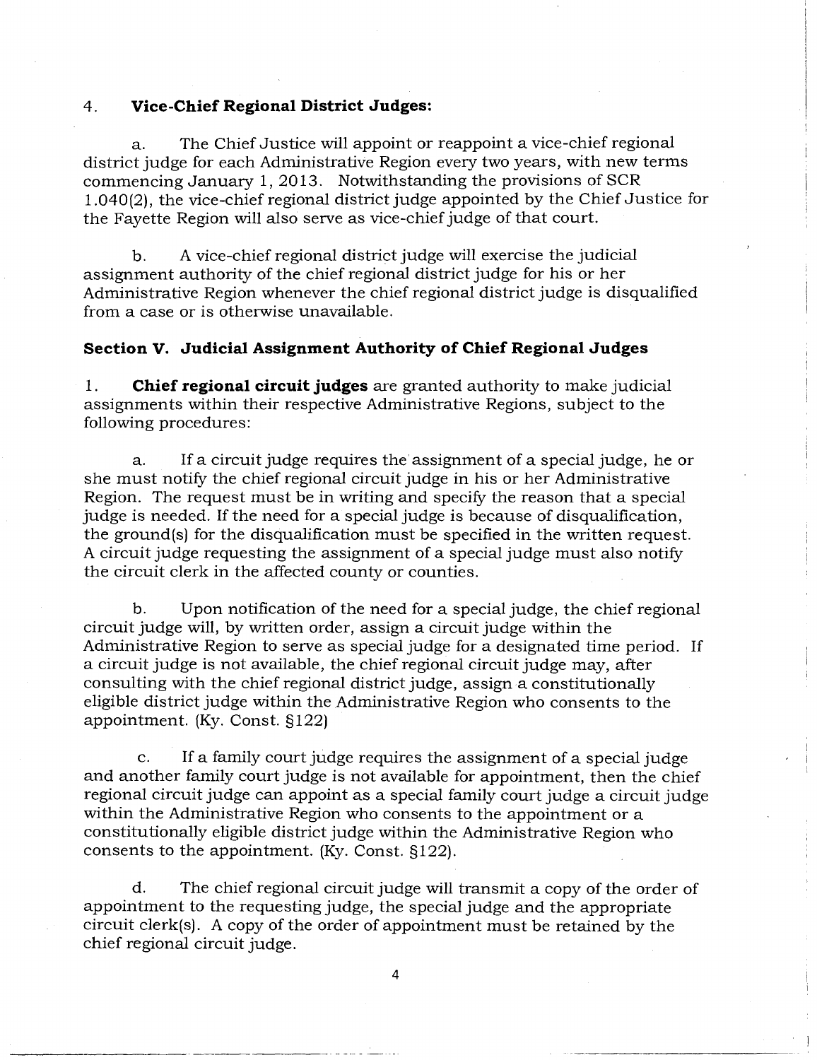4. **Vice-Chief Regional District Judges:**

a. The Chief Justice will appoint or reappoint a vice-chief regional district judge for each Administrative Region every two years, with new terms commencing January 1, 2013. Notwithstanding the provisions of SCR 1.040(2), the vice-chief regional district judge appointed by the Chief Justice for the Fayette Region will also serve as vice-chief judge of that court.

b. A vice-chief regional district judge will exercise the judicial assignment authority of the chief regional district judge for his or her Administrative Region whenever the chief regional district judge is disqualified from a case or is otherwise unavailable.

## Section V. Judicial Assignment Authority of Chief Regional Judges

1. **Chief regional circuit judges** are granted authority to make judicial assignments within their respective Administrative Regions, subject to the following procedures:

a. If a circuit judge requires the assignment of a special judge, he or she must notify the chief regional circuit judge in his or her Administrative Region. The request must be in writing and specify the reason that a special judge is needed. If the need for a special judge is because of disqualification, the ground(s) for the disqualification must be specified in the written request. A circuit judge requesting the assignment of a special judge must also notify the circuit clerk in the affected county or counties.

b. Upon notification of the need for a special judge, the chief regional circuit judge will, by written order, assign a circuit judge within the Administrative Region to serve as special judge for a designated time period. If a circuit judge is not available, the chief regional circuit judge may, after consulting with the chief regional district judge, assign a constitutionally eligible district judge within the Administrative Region who consents to the appointment. (Ky. Const. §122)

c. If a family court judge requires the assignment of a special judge and another family court judge is not available for appointment, then the chief regional circuit judge can appoint as a special family court judge a circuit judge within the Administrative Region who consents to the appointment or a constitutionally eligible district judge within the Administrative Region who consents to the appointment. (Ky. Const. §122).

d. The chief regional circuit judge will transmit a copy of the order of appointment to the requesting judge, the special judge and the appropriate circuit clerk(s). A copy of the order of appointment must be retained by the chief regional circuit judge.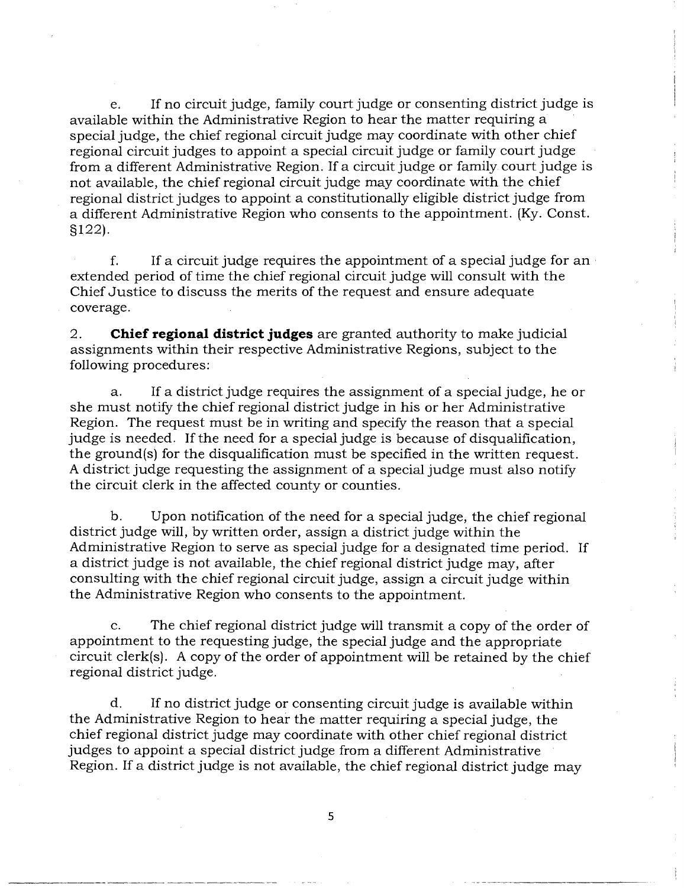e. If no circuit judge, family court judge or consenting district judge is available within the Administrative Region to hear the matter requiring a special judge, the chief regional circuit judge may coordinate with other chief regional circuit judges to appoint a special circuit judge or family court judge from a different Administrative Region. If a circuit judge or family court judge is not available, the chief regional circuit judge may coordinate with the chief regional district judges to appoint a constitutionally eligible district judge from a different Administrative Region who consents to the appointment. (Ky. Const. §122).

f. If a circuit judge requires the appointment of a special judge for an extended period of time the chief regional circuit judge will consult with the Chief Justice to discuss the merits of the request and ensure adequate coverage.

2. **Chief regional district judges** are granted authority to make judicial assignments within their respective Administrative Regions, subject to the following procedures:

a. If a district judge requires the assignment of a special judge, he or she must notify the chief regional district judge in his or her Administrative Region. The request must be in writing and specify the reason that a special judge is needed. If the need for a special judge is because of disqualification, the ground(s) for the disqualification must be specified in the written request. A district judge requesting the assignment of a special judge must also notify the circuit clerk in the affected county or counties.

b. Upon notification of the need for a special judge, the chief regional district judge will, by written order, assign a district judge within the Administrative Region to serve as special judge for a designated time period. If a district judge is not available, the chief regional district judge may, after consulting with the chief regional circuit judge, assign a circuit judge within the Administrative Region who consents to the appointment.

c. The chief regional district judge will transmit a copy of the order of appointment to the requesting judge, the special judge and the appropriate circuit clerk(s). A copy of the order of appointment will be retained by the chief regional district judge.

d. If no district judge or consenting circuit judge is available within the Administrative Region to hear the matter requiring a special judge, the chief regional district judge may coordinate with other chief regional district judges to appoint a special district judge from a different Administrative Region. If a district judge is not available, the chief regional district judge may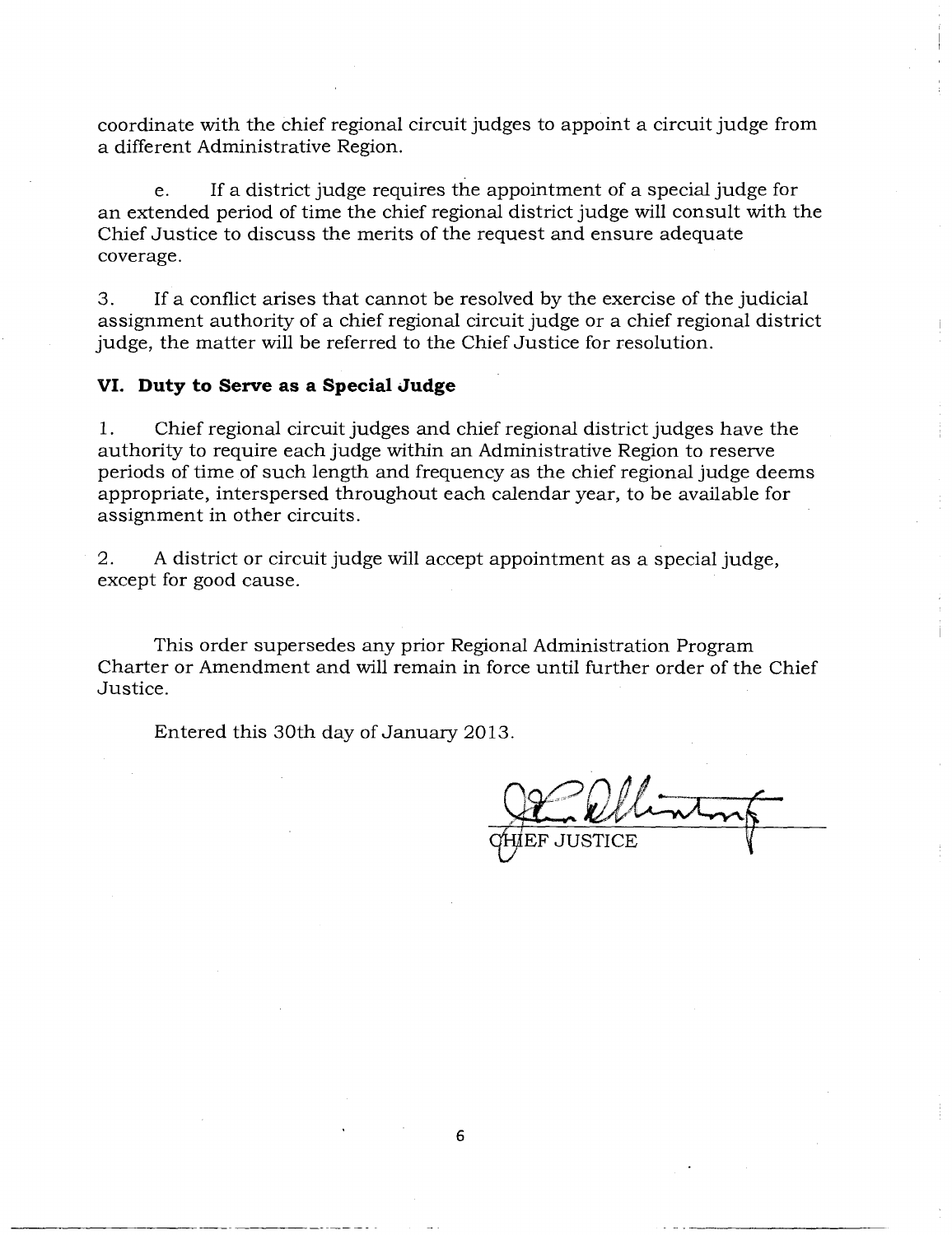coordinate with the chief regional circuit judges to appoint a circuit judge from a different Administrative Region.

e. If a district judge requires the appointment of a special judge for an extended period of time the chief regional district judge will consult with the Chief Justice to discuss the merits of the request and ensure adequate coverage.

3. If a conflict arises that cannot be resolved by the exercise of the judicial assignment authority of a chief regional circuit judge or a chief regional district judge, the matter will be referred to the Chief Justice for resolution.

### VI. Duty to Serve as a Special Judge

1. Chief regional circuit judges and chief regional district judges have the authority to require each judge within an Administrative Region to reserve periods of time of such length and frequency as the chief regional judge deems appropriate, interspersed throughout each calendar year, to be available for assignment in other circuits.

2. A district or circuit judge will accept appointment as a special judge, except for good cause.

This order supersedes any prior Regional Administration Program Charter or Amendment and will remain in force until further order of the Chief Justice.

Entered this 30th day of January 2013.

CHIEF JUSTICE